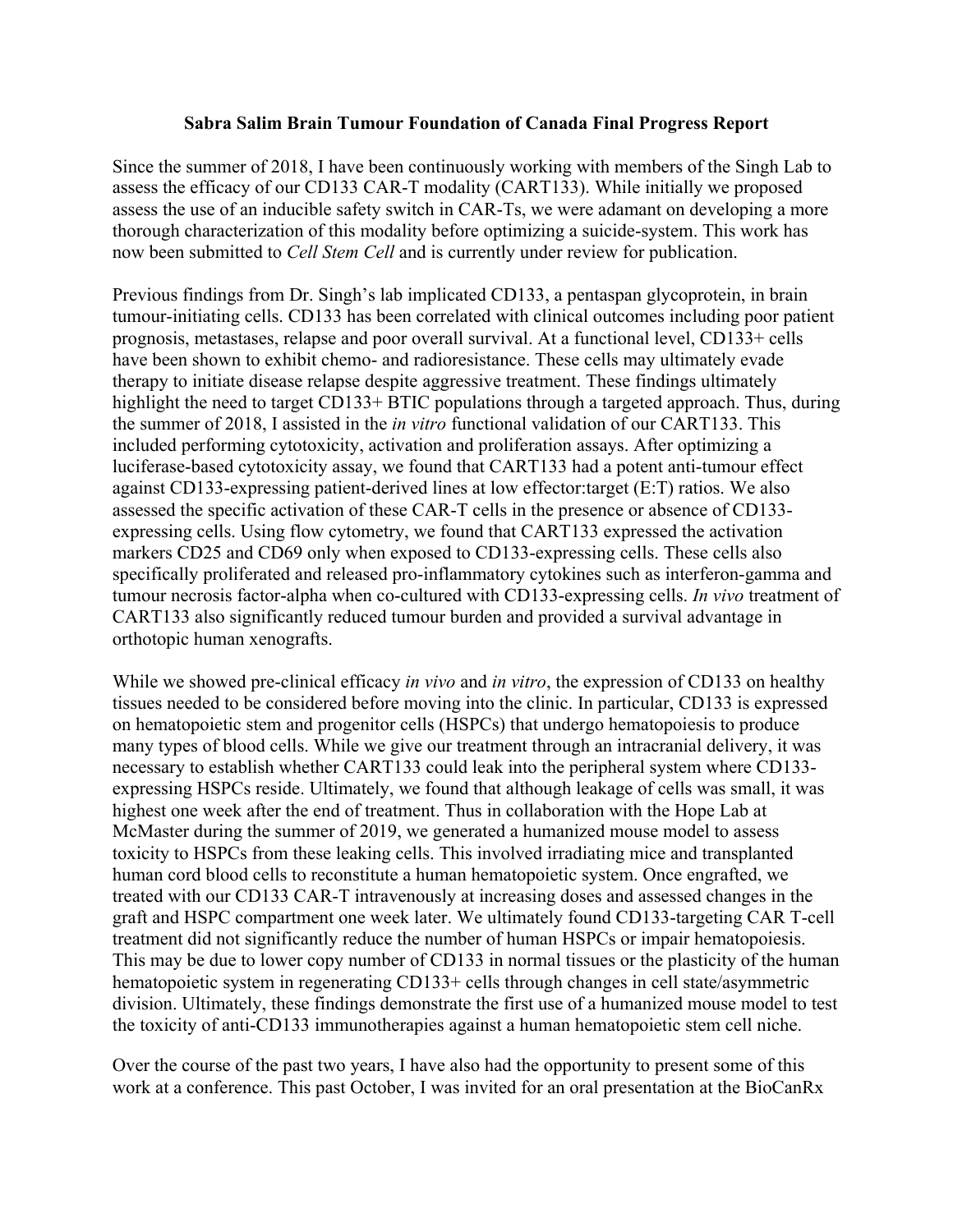**Sabra Salim Brain Tumour Foundation of Canada Final Progress Report**

Since the summer of 2018, I have been continuously working with members of the Singh Lab to assess the efficacy of our CD133 CAR-T modality (CART133). While initially we proposed assess the use of an inducible safety switch in CAR-Ts, we were adamant on developing a more thorough characterization of this modality before optimizing a suicide-system. This work has now been submitted to *Cell Stem Cell* and is currently under review for publication.

Previous findings from Dr. Singh's lab implicated CD133, a pentaspan glycoprotein, in brain tumour-initiating cells. CD133 has been correlated with clinical outcomes including poor patient prognosis, metastases, relapse and poor overall survival. At a functional level, CD133+ cells have been shown to exhibit chemo- and radioresistance. These cells may ultimately evade therapy to initiate disease relapse despite aggressive treatment. These findings ultimately highlight the need to target CD133+ BTIC populations through a targeted approach. Thus, during the summer of 2018, I assisted in the *in vitro* functional validation of our CART133. This included performing cytotoxicity, activation and proliferation assays. After optimizing a luciferase-based cytotoxicity assay, we found that CART133 had a potent anti-tumour effect against CD133-expressing patient-derived lines at low effector:target (E:T) ratios. We also assessed the specific activation of these CAR-T cells in the presence or absence of CD133-expressing cells. Using flow cytometry, we found that CART133 expressed the activation markers CD25 and CD69 only when exposed to CD133-expressing cells. These cells also specifically proliferated and released pro-inflammatory cytokines such as interferon-gamma and tumour necrosis factor-alpha when co-cultured with CD133-expressing cells. *In vivo* treatment of CART133 also significantly reduced tumour burden and provided a survival advantage in orthotopic human xenografts.

While we showed pre-clinical efficacy *in vivo* and *in vitro*, the expression of CD133 on healthy tissues needed to be considered before moving into the clinic. In particular, CD133 is expressed on hematopoietic stem and progenitor cells (HSPCs) that undergo hematopoiesis to produce many types of blood cells. While we give our treatment through an intracranial delivery, it was necessary to establish whether CART133 could leak into the peripheral system where CD133-expressing HSPCs reside. Ultimately, we found that although leakage of cells was small, it was highest one week after the end of treatment. Thus in collaboration with the Hope Lab at McMaster during the summer of 2019, we generated a humanized mouse model to assess toxicity to HSPCs from these leaking cells. This involved irradiating mice and transplanted human cord blood cells to reconstitute a human hematopoietic system. Once engrafted, we treated with our CD133 CAR-T intravenously at increasing doses and assessed changes in the graft and HSPC compartment one week later. We ultimately found CD133-targeting CAR T-cell treatment did not significantly reduce the number of human HSPCs or impair hematopoiesis. This may be due to lower copy number of CD133 in normal tissues or the plasticity of the human hematopoietic system in regenerating CD133+ cells through changes in cell state/asymmetric division. Ultimately, these findings demonstrate the first use of a humanized mouse model to test the toxicity of anti-CD133 immunotherapies against a human hematopoietic stem cell niche.

Over the course of the past two years, I have also had the opportunity to present some of this work at a conference. This past October, I was invited for an oral presentation at the BioCanRx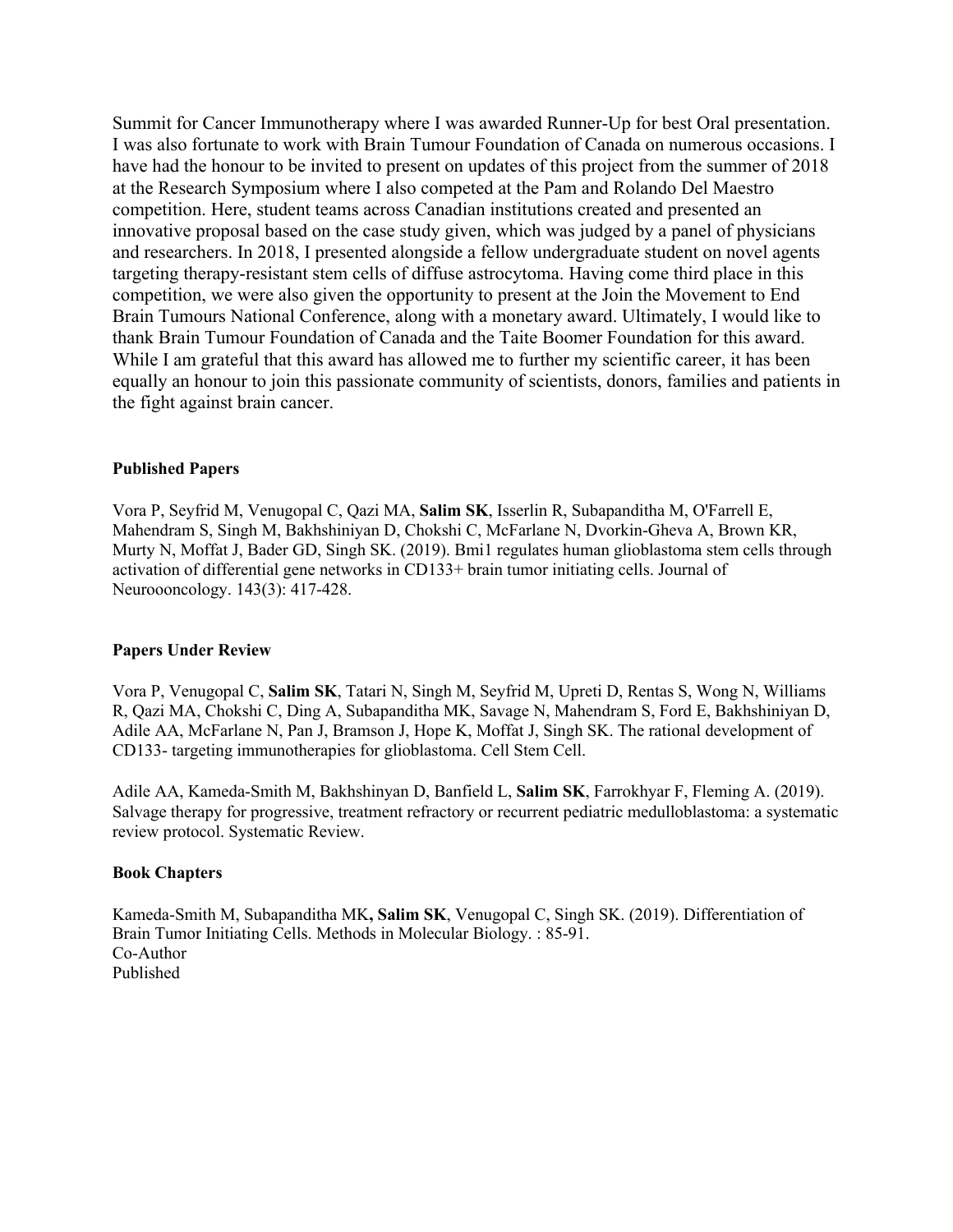Summit for Cancer Immunotherapy where I was awarded Runner-Up for best Oral presentation. I was also fortunate to work with Brain Tumour Foundation of Canada on numerous occasions. I have had the honour to be invited to present on updates of this project from the summer of 2018 at the Research Symposium where I also competed at the Pam and Rolando Del Maestro competition. Here, student teams across Canadian institutions created and presented an innovative proposal based on the case study given, which was judged by a panel of physicians and researchers. In 2018, I presented alongside a fellow undergraduate student on novel agents targeting therapy-resistant stem cells of diffuse astrocytoma. Having come third place in this competition, we were also given the opportunity to present at the Join the Movement to End Brain Tumours National Conference, along with a monetary award. Ultimately, I would like to thank Brain Tumour Foundation of Canada and the Taite Boomer Foundation for this award. While I am grateful that this award has allowed me to further my scientific career, it has been equally an honour to join this passionate community of scientists, donors, families and patients in the fight against brain cancer.

**Published Papers**

Vora P, Seyfrid M, Venugopal C, Qazi MA, **Salim SK**, Isserlin R, Subapanditha M, O'Farrell E, Mahendram S, Singh M, Bakhshiniyan D, Chokshi C, McFarlane N, Dvorkin-Gheva A, Brown KR, Murty N, Moffat J, Bader GD, Singh SK. (2019). Bmi1 regulates human glioblastoma stem cells through activation of differential gene networks in CD133+ brain tumor initiating cells. Journal of Neurooncology. 143(3): 417-428.

**Papers Under Review**

Vora P, Venugopal C, **Salim SK**, Tatari N, Singh M, Seyfrid M, Upreti D, Rentas S, Wong N, Williams R, Qazi MA, Chokshi C, Ding A, Subapanditha MK, Savage N, Mahendram S, Ford E, Bakhshiniyan D, Adile AA, McFarlane N, Pan J, Bramson J, Hope K, Moffat J, Singh SK. The rational development of CD133- targeting immunotherapies for glioblastoma. Cell Stem Cell.

Adile AA, Kameda-Smith M, Bakhshinyan D, Banfield L, **Salim SK**, Farrokhyar F, Fleming A. (2019). Salvage therapy for progressive, treatment refractory or recurrent pediatric medulloblastoma: a systematic review protocol. Systematic Review.

**Book Chapters**

Kameda-Smith M, Subapanditha MK**, Salim SK**, Venugopal C, Singh SK. (2019). Differentiation of Brain Tumor Initiating Cells. Methods in Molecular Biology. : 85-91.
Co-Author
Published